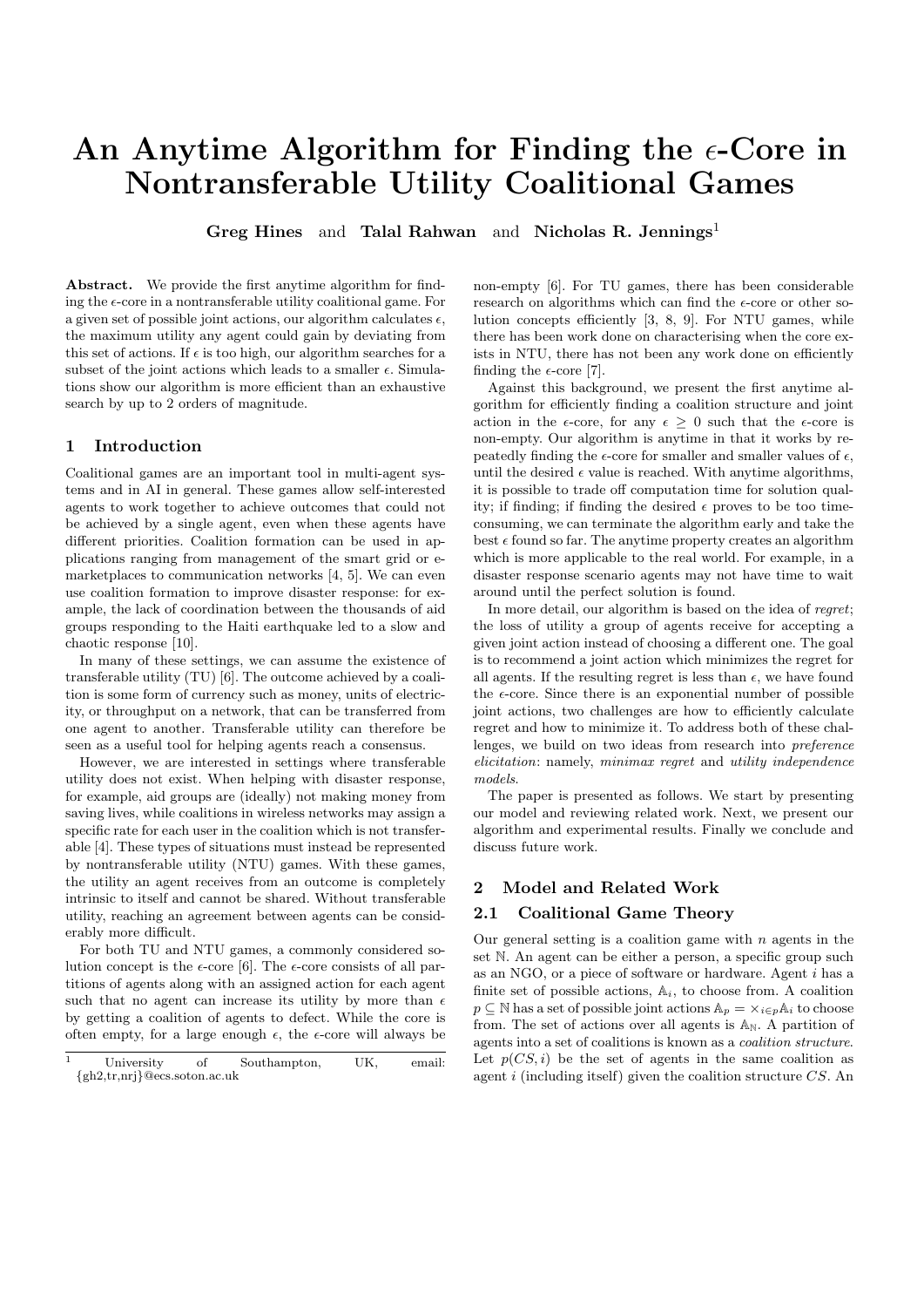# An Anytime Algorithm for Finding the $\epsilon$-Core in Nontransferable Utility Coalitional Games

**Greg Hines** and **Talal Rahwan** and **Nicholas R. Jennings**[1]

**Abstract.** We provide the first anytime algorithm for finding the $\epsilon$-core in a nontransferable utility coalitional game. For a given set of possible joint actions, our algorithm calculates $\epsilon$, the maximum utility any agent could gain by deviating from this set of actions. If $\epsilon$ is too high, our algorithm searches for a subset of the joint actions which leads to a smaller $\epsilon$. Simulations show our algorithm is more efficient than an exhaustive search by up to 2 orders of magnitude.

## 1 Introduction

Coalitional games are an important tool in multi-agent systems and in AI in general. These games allow self-interested agents to work together to achieve outcomes that could not be achieved by a single agent, even when these agents have different priorities. Coalition formation can be used in applications ranging from management of the smart grid or e-marketplaces to communication networks [4, 5]. We can even use coalition formation to improve disaster response: for example, the lack of coordination between the thousands of aid groups responding to the Haiti earthquake led to a slow and chaotic response [10].

In many of these settings, we can assume the existence of transferable utility (TU) [6]. The outcome achieved by a coalition is some form of currency such as money, units of electricity, or throughput on a network, that can be transferred from one agent to another. Transferable utility can therefore be seen as a useful tool for helping agents reach a consensus.

However, we are interested in settings where transferable utility does not exist. When helping with disaster response, for example, aid groups are (ideally) not making money from saving lives, while coalitions in wireless networks may assign a specific rate for each user in the coalition which is not transferable [4]. These types of situations must instead be represented by nontransferable utility (NTU) games. With these games, the utility an agent receives from an outcome is completely intrinsic to itself and cannot be shared. Without transferable utility, reaching an agreement between agents can be considerably more difficult.

For both TU and NTU games, a commonly considered solution concept is the $\epsilon$-core [6]. The $\epsilon$-core consists of all partitions of agents along with an assigned action for each agent such that no agent can increase its utility by more than $\epsilon$ by getting a coalition of agents to defect. While the core is often empty, for a large enough $\epsilon$, the $\epsilon$-core will always be non-empty [6]. For TU games, there has been considerable research on algorithms which can find the $\epsilon$-core or other solution concepts efficiently [3, 8, 9]. For NTU games, while there has been work done on characterising when the core exists in NTU, there has not been any work done on efficiently finding the $\epsilon$-core [7].

Against this background, we present the first anytime algorithm for efficiently finding a coalition structure and joint action in the $\epsilon$-core, for any $\epsilon \geq 0$ such that the $\epsilon$-core is non-empty. Our algorithm is anytime in that it works by repeatedly finding the $\epsilon$-core for smaller and smaller values of $\epsilon$, until the desired $\epsilon$ value is reached. With anytime algorithms, it is possible to trade off computation time for solution quality; if finding; if finding the desired $\epsilon$ proves to be too time-consuming, we can terminate the algorithm early and take the best $\epsilon$ found so far. The anytime property creates an algorithm which is more applicable to the real world. For example, in a disaster response scenario agents may not have time to wait around until the perfect solution is found.

In more detail, our algorithm is based on the idea of *regret*; the loss of utility a group of agents receive for accepting a given joint action instead of choosing a different one. The goal is to recommend a joint action which minimizes the regret for all agents. If the resulting regret is less than $\epsilon$, we have found the $\epsilon$-core. Since there is an exponential number of possible joint actions, two challenges are how to efficiently calculate regret and how to minimize it. To address both of these challenges, we build on two ideas from research into *preference elicitation*: namely, *minimax regret* and *utility independence models*.

The paper is presented as follows. We start by presenting our model and reviewing related work. Next, we present our algorithm and experimental results. Finally we conclude and discuss future work.

## 2 Model and Related Work

### 2.1 Coalitional Game Theory

Our general setting is a coalition game with $n$ agents in the set $\mathbb{N}$. An agent can be either a person, a specific group such as an NGO, or a piece of software or hardware. Agent $i$ has a finite set of possible actions, $\mathbb{A}_i$, to choose from. A coalition $p \subseteq \mathbb{N}$ has a set of possible joint actions $\mathbb{A}_p = \times_{i \in p} \mathbb{A}_i$ to choose from. The set of actions over all agents is $\mathbb{A}_\mathbb{N}$. A partition of agents into a set of coalitions is known as a *coalition structure*. Let $p(CS, i)$ be the set of agents in the same coalition as agent $i$ (including itself) given the coalition structure $CS$. An

[1] University of Southampton, UK, email: {gh2,tr,nrj}@ecs.soton.ac.uk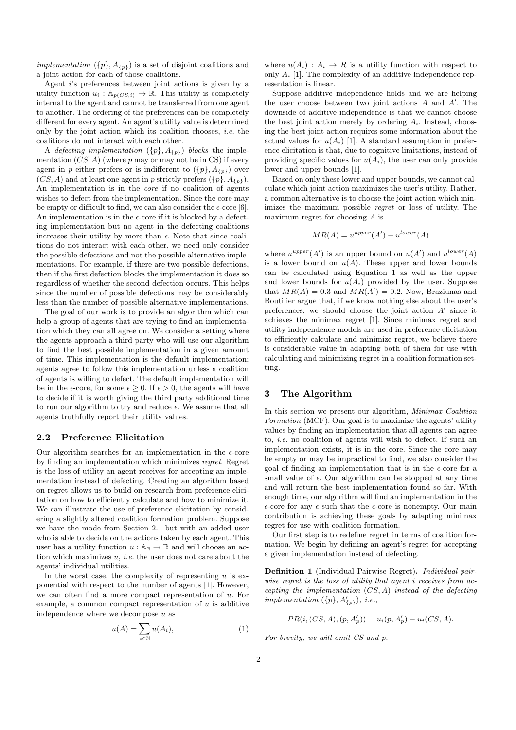*implementation* $(\{p\}, A_{\{p\}})$ is a set of disjoint coalitions and a joint action for each of those coalitions.

Agent $i$'s preferences between joint actions is given by a utility function $u_i : \mathbb{A}_{p(CS,i)} \rightarrow \mathbb{R}$. This utility is completely internal to the agent and cannot be transferred from one agent to another. The ordering of the preferences can be completely different for every agent. An agent's utility value is determined only by the joint action which its coalition chooses, *i.e.* the coalitions do not interact with each other.

A *defecting implementation* $(\{p\}, A_{\{p\}})$ *blocks* the implementation $(CS, A)$ (where $p$ may or may not be in CS) if every agent in $p$ either prefers or is indifferent to $(\{p\}, A_{\{p\}})$ over $(CS, A)$ and at least one agent in $p$ strictly prefers $(\{p\}, A_{\{p\}})$. An implementation is in the *core* if no coalition of agents wishes to defect from the implementation. Since the core may be empty or difficult to find, we can also consider the $\epsilon$-core [6]. An implementation is in the $\epsilon$-core if it is blocked by a defecting implementation but no agent in the defecting coalitions increases their utility by more than $\epsilon$. Note that since coalitions do not interact with each other, we need only consider the possible defections and not the possible alternative implementations. For example, if there are two possible defections, then if the first defection blocks the implementation it does so regardless of whether the second defection occurs. This helps since the number of possible defections may be considerably less than the number of possible alternative implementations.

The goal of our work is to provide an algorithm which can help a group of agents that are trying to find an implementation which they can all agree on. We consider a setting where the agents approach a third party who will use our algorithm to find the best possible implementation in a given amount of time. This implementation is the default implementation; agents agree to follow this implementation unless a coalition of agents is willing to defect. The default implementation will be in the $\epsilon$-core, for some $\epsilon \geq 0$. If $\epsilon > 0$, the agents will have to decide if it is worth giving the third party additional time to run our algorithm to try and reduce $\epsilon$. We assume that all agents truthfully report their utility values.

## 2.2 Preference Elicitation

Our algorithm searches for an implementation in the $\epsilon$-core by finding an implementation which minimizes *regret*. Regret is the loss of utility an agent receives for accepting an implementation instead of defecting. Creating an algorithm based on regret allows us to build on research from preference elicitation on how to efficiently calculate and how to minimize it. We can illustrate the use of preference elicitation by considering a slightly altered coalition formation problem. Suppose we have the mode from Section 2.1 but with an added user who is able to decide on the actions taken by each agent. This user has a utility function $u : \mathbb{A}_{\mathbb{N}} \rightarrow \mathbb{R}$ and will choose an action which maximizes $u$, *i.e.* the user does not care about the agents' individual utilities.

In the worst case, the complexity of representing $u$ is exponential with respect to the number of agents [1]. However, we can often find a more compact representation of $u$. For example, a common compact representation of $u$ is additive independence where we decompose $u$ as

$$u(A) = \sum_{i \in \mathbb{N}} u(A_i), \tag{1}$$

where $u(A_i) : A_i \rightarrow R$ is a utility function with respect to only $A_i$ [1]. The complexity of an additive independence representation is linear.

Suppose additive independence holds and we are helping the user choose between two joint actions $A$ and $A'$. The downside of additive independence is that we cannot choose the best joint action merely by ordering $A_i$. Instead, choosing the best joint action requires some information about the actual values for $u(A_i)$ [1]. A standard assumption in preference elicitation is that, due to cognitive limitations, instead of providing specific values for $u(A_i)$, the user can only provide lower and upper bounds [1].

Based on only these lower and upper bounds, we cannot calculate which joint action maximizes the user's utility. Rather, a common alternative is to choose the joint action which minimizes the maximum possible *regret* or loss of utility. The maximum regret for choosing $A$ is

$$MR(A) = u^{upper}(A') - u^{lower}(A)$$

where $u^{upper}(A')$ is an upper bound on $u(A')$ and $u^{lower}(A)$ is a lower bound on $u(A)$. These upper and lower bounds can be calculated using Equation 1 as well as the upper and lower bounds for $u(A_i)$ provided by the user. Suppose that $MR(A) = 0.3$ and $MR(A') = 0.2$. Now, Braziunas and Boutilier argue that, if we know nothing else about the user's preferences, we should choose the joint action $A'$ since it achieves the minimax regret [1]. Since minimax regret and utility independence models are used in preference elicitation to efficiently calculate and minimize regret, we believe there is considerable value in adapting both of them for use with calculating and minimizing regret in a coalition formation setting.

# 3 The Algorithm

In this section we present our algorithm, *Minimax Coalition Formation* (MCF). Our goal is to maximize the agents' utility values by finding an implementation that all agents can agree to, *i.e.* no coalition of agents will wish to defect. If such an implementation exists, it is in the core. Since the core may be empty or may be impractical to find, we also consider the goal of finding an implementation that is in the $\epsilon$-core for a small value of $\epsilon$. Our algorithm can be stopped at any time and will return the best implementation found so far. With enough time, our algorithm will find an implementation in the $\epsilon$-core for any $\epsilon$ such that the $\epsilon$-core is nonempty. Our main contribution is achieving these goals by adapting minimax regret for use with coalition formation.

Our first step is to redefine regret in terms of coalition formation. We begin by defining an agent's regret for accepting a given implementation instead of defecting.

**Definition 1** (Individual Pairwise Regret)**.** *Individual pairwise regret is the loss of utility that agent $i$ receives from accepting the implementation $(CS, A)$ instead of the defecting implementation $(\{p\}, A'_{\{p\}})$, i.e.,*

$$PR(i, (CS, A), (p, A'_p)) = u_i(p, A'_p) - u_i(CS, A).$$

*For brevity, we will omit CS and p.*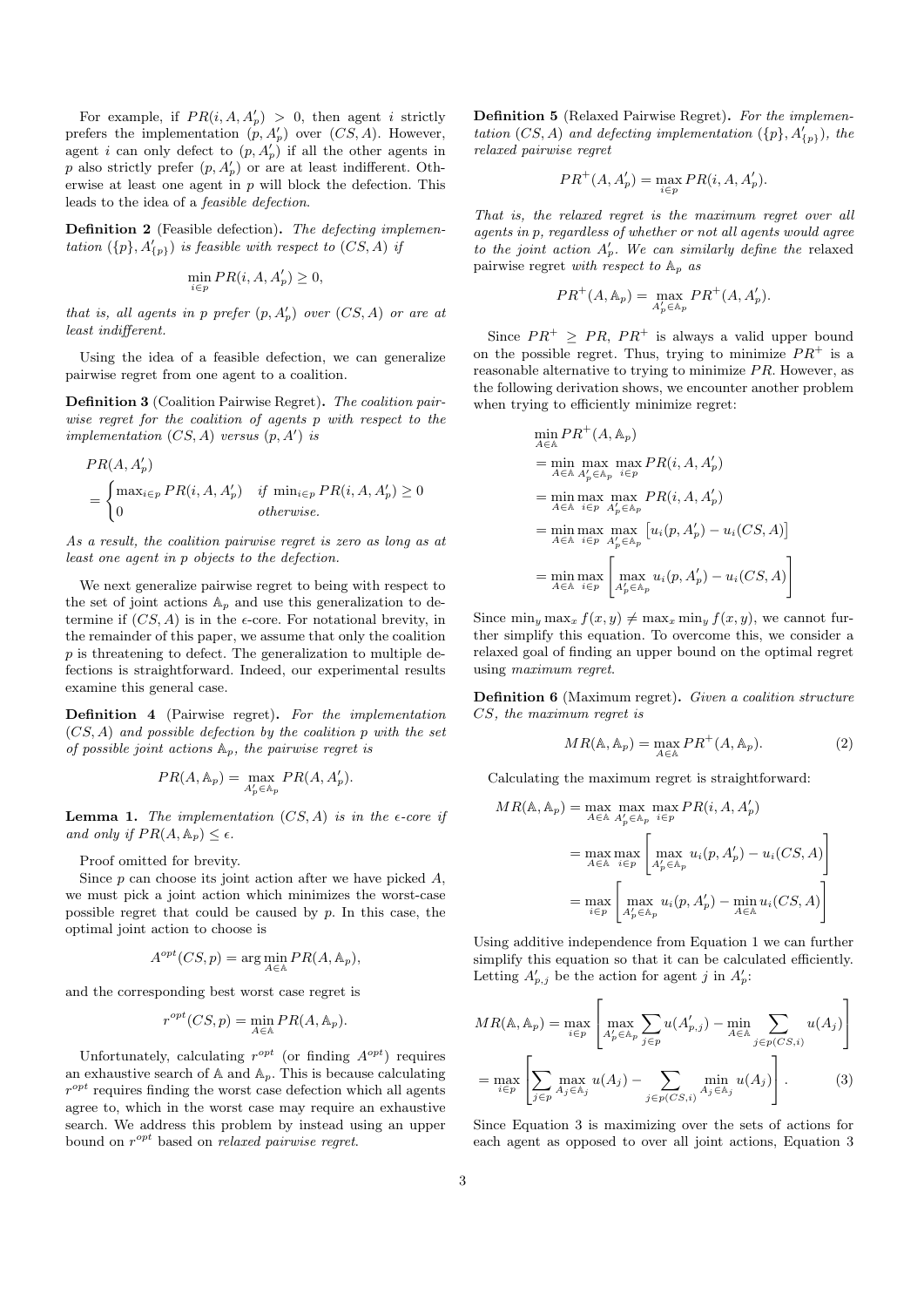For example, if $PR(i, A, A'_p) > 0$, then agent $i$ strictly prefers the implementation $(p, A'_p)$ over $(CS, A)$. However, agent $i$ can only defect to $(p, A'_p)$ if all the other agents in $p$ also strictly prefer $(p, A'_p)$ or are at least indifferent. Otherwise at least one agent in $p$ will block the defection. This leads to the idea of a *feasible defection*.

**Definition 2** (Feasible defection)**.** *The defecting implementation $(\{p\}, A'_{\{p\}})$ is feasible with respect to $(CS, A)$ if*

$$\min_{i \in p} PR(i, A, A'_p) \geq 0,$$

*that is, all agents in $p$ prefer $(p, A'_p)$ over $(CS, A)$ or are at least indifferent.*

Using the idea of a feasible defection, we can generalize pairwise regret from one agent to a coalition.

**Definition 3** (Coalition Pairwise Regret)**.** *The coalition pairwise regret for the coalition of agents $p$ with respect to the implementation $(CS, A)$ versus $(p, A')$ is*

$$PR(A, A'_p) = \begin{cases} \max_{i \in p} PR(i, A, A'_p) & \text{if } \min_{i \in p} PR(i, A, A'_p) \geq 0 \\ 0 & \text{otherwise.} \end{cases}$$

*As a result, the coalition pairwise regret is zero as long as at least one agent in $p$ objects to the defection.*

We next generalize pairwise regret to being with respect to the set of joint actions $\mathbb{A}_p$ and use this generalization to determine if $(CS, A)$ is in the $\epsilon$-core. For notational brevity, in the remainder of this paper, we assume that only the coalition $p$ is threatening to defect. The generalization to multiple defections is straightforward. Indeed, our experimental results examine this general case.

**Definition 4** (Pairwise regret)**.** *For the implementation $(CS, A)$ and possible defection by the coalition $p$ with the set of possible joint actions $\mathbb{A}_p$, the pairwise regret is*

$$PR(A, \mathbb{A}_p) = \max_{A'_p \in \mathbb{A}_p} PR(A, A'_p).$$

**Lemma 1.** *The implementation $(CS, A)$ is in the $\epsilon$-core if and only if $PR(A, \mathbb{A}_p) \leq \epsilon$.*

Proof omitted for brevity.

Since $p$ can choose its joint action after we have picked $A$, we must pick a joint action which minimizes the worst-case possible regret that could be caused by $p$. In this case, the optimal joint action to choose is

$$A^{opt}(CS, p) = \arg\min_{A \in \mathbb{A}} PR(A, \mathbb{A}_p),$$

and the corresponding best worst case regret is

$$r^{opt}(CS, p) = \min_{A \in \mathbb{A}} PR(A, \mathbb{A}_p).$$

Unfortunately, calculating $r^{opt}$ (or finding $A^{opt}$) requires an exhaustive search of $\mathbb{A}$ and $\mathbb{A}_p$. This is because calculating $r^{opt}$ requires finding the worst case defection which all agents agree to, which in the worst case may require an exhaustive search. We address this problem by instead using an upper bound on $r^{opt}$ based on *relaxed pairwise regret*.

**Definition 5** (Relaxed Pairwise Regret)**.** *For the implementation $(CS, A)$ and defecting implementation $(\{p\}, A'_{\{p\}})$, the relaxed pairwise regret*

$$PR^+(A, A'_p) = \max_{i \in p} PR(i, A, A'_p).$$

*That is, the relaxed regret is the maximum regret over all agents in $p$, regardless of whether or not all agents would agree to the joint action $A'_p$. We can similarly define the* relaxed pairwise regret *with respect to $\mathbb{A}_p$ as*

$$PR^+(A, \mathbb{A}_p) = \max_{A'_p \in \mathbb{A}_p} PR^+(A, A'_p).$$

Since $PR^+ \geq PR$, $PR^+$ is always a valid upper bound on the possible regret. Thus, trying to minimize $PR^+$ is a reasonable alternative to trying to minimize $PR$. However, as the following derivation shows, we encounter another problem when trying to efficiently minimize regret:

$$\begin{aligned}
&\min_{A \in \mathbb{A}} PR^+(A, \mathbb{A}_p) \\
&= \min_{A \in \mathbb{A}} \max_{A'_p \in \mathbb{A}_p} \max_{i \in p} PR(i, A, A'_p) \\
&= \min_{A \in \mathbb{A}} \max_{i \in p} \max_{A'_p \in \mathbb{A}_p} PR(i, A, A'_p) \\
&= \min_{A \in \mathbb{A}} \max_{i \in p} \max_{A'_p \in \mathbb{A}_p} \left[ u_i(p, A'_p) - u_i(CS, A) \right] \\
&= \min_{A \in \mathbb{A}} \max_{i \in p} \left[ \max_{A'_p \in \mathbb{A}_p} u_i(p, A'_p) - u_i(CS, A) \right]
\end{aligned}$$

Since $\min_y \max_x f(x, y) \neq \max_x \min_y f(x, y)$, we cannot further simplify this equation. To overcome this, we consider a relaxed goal of finding an upper bound on the optimal regret using *maximum regret*.

**Definition 6** (Maximum regret)**.** *Given a coalition structure $CS$, the maximum regret is*

$$MR(\mathbb{A}, \mathbb{A}_p) = \max_{A \in \mathbb{A}} PR^+(A, \mathbb{A}_p). \tag{2}$$

Calculating the maximum regret is straightforward:

$$\begin{aligned}
MR(\mathbb{A}, \mathbb{A}_p) &= \max_{A \in \mathbb{A}} \max_{A'_p \in \mathbb{A}_p} \max_{i \in p} PR(i, A, A'_p) \\
&= \max_{A \in \mathbb{A}} \max_{i \in p} \left[ \max_{A'_p \in \mathbb{A}_p} u_i(p, A'_p) - u_i(CS, A) \right] \\
&= \max_{i \in p} \left[ \max_{A'_p \in \mathbb{A}_p} u_i(p, A'_p) - \min_{A \in \mathbb{A}} u_i(CS, A) \right]
\end{aligned}$$

Using additive independence from Equation 1 we can further simplify this equation so that it can be calculated efficiently. Letting $A'_{p,j}$ be the action for agent $j$ in $A'_p$:

$$\begin{aligned}
MR(\mathbb{A}, \mathbb{A}_p) &= \max_{i \in p} \left[ \max_{A'_p \in \mathbb{A}_p} \sum_{j \in p} u(A'_{p,j}) - \min_{A \in \mathbb{A}} \sum_{j \in p(CS, i)} u(A_j) \right] \\
&= \max_{i \in p} \left[ \sum_{j \in p} \max_{A_j \in \mathbb{A}_j} u(A_j) - \sum_{j \in p(CS, i)} \min_{A_j \in \mathbb{A}_j} u(A_j) \right].
\end{aligned} \tag{3}$$

Since Equation 3 is maximizing over the sets of actions for each agent as opposed to over all joint actions, Equation 3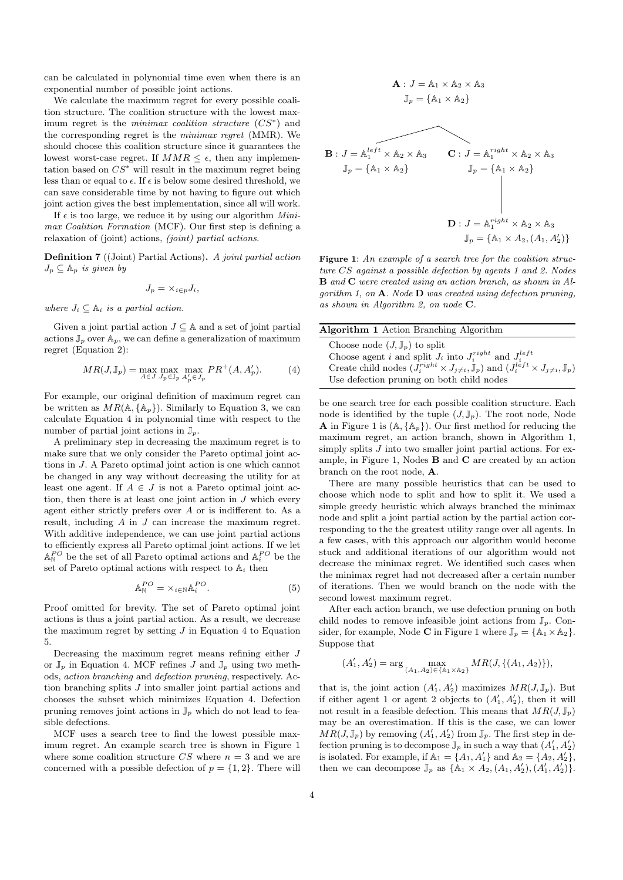can be calculated in polynomial time even when there is an exponential number of possible joint actions.

We calculate the maximum regret for every possible coalition structure. The coalition structure with the lowest maximum regret is the *minimax coalition structure* ($CS^*$) and the corresponding regret is the *minimax regret* (MMR). We should choose this coalition structure since it guarantees the lowest worst-case regret. If $MMR \leq \epsilon$, then any implementation based on $CS^*$ will result in the maximum regret being less than or equal to $\epsilon$. If $\epsilon$ is below some desired threshold, we can save considerable time by not having to figure out which joint action gives the best implementation, since all will work.

If $\epsilon$ is too large, we reduce it by using our algorithm *Minimax Coalition Formation* (MCF). Our first step is defining a relaxation of (joint) actions, *(joint) partial actions*.

**Definition 7** ((Joint) Partial Actions)**.** *A joint partial action* $J_p \subseteq \mathbb{A}_p$ *is given by*

$$J_p = \times_{i \in p} J_i,$$

*where* $J_i \subseteq \mathbb{A}_i$ *is a partial action.*

Given a joint partial action $J \subseteq \mathbb{A}$ and a set of joint partial actions $\mathbb{J}_p$ over $\mathbb{A}_p$, we can define a generalization of maximum regret (Equation 2):

$$MR(J, \mathbb{J}_p) = \max_{A \in J} \max_{J_p \in \mathbb{J}_p} \max_{A'_p \in J_p} PR^+(A, A'_p). \tag{4}$$

For example, our original definition of maximum regret can be written as $MR(\mathbb{A}, \{\mathbb{A}_p\})$. Similarly to Equation 3, we can calculate Equation 4 in polynomial time with respect to the number of partial joint actions in $\mathbb{J}_p$.

A preliminary step in decreasing the maximum regret is to make sure that we only consider the Pareto optimal joint actions in $J$. A Pareto optimal joint action is one which cannot be changed in any way without decreasing the utility for at least one agent. If $A \in J$ is not a Pareto optimal joint action, then there is at least one joint action in $J$ which every agent either strictly prefers over $A$ or is indifferent to. As a result, including $A$ in $J$ can increase the maximum regret. With additive independence, we can use joint partial actions to efficiently express all Pareto optimal joint actions. If we let $\mathbb{A}^{PO}_{\mathbb{N}}$ be the set of all Pareto optimal actions and $\mathbb{A}^{PO}_i$ be the set of Pareto optimal actions with respect to $\mathbb{A}_i$ then

$$\mathbb{A}^{PO}_{\mathbb{N}} = \times_{i \in \mathbb{N}} \mathbb{A}^{PO}_i. \tag{5}$$

Proof omitted for brevity. The set of Pareto optimal joint actions is thus a joint partial action. As a result, we decrease the maximum regret by setting $J$ in Equation 4 to Equation 5.

Decreasing the maximum regret means refining either $J$ or $\mathbb{J}_p$ in Equation 4. MCF refines $J$ and $\mathbb{J}_p$ using two methods, *action branching* and *defection pruning*, respectively. Action branching splits $J$ into smaller joint partial actions and chooses the subset which minimizes Equation 4. Defection pruning removes joint actions in $\mathbb{J}_p$ which do not lead to feasible defections.

MCF uses a search tree to find the lowest possible maximum regret. An example search tree is shown in Figure 1 where some coalition structure $CS$ where $n = 3$ and we are concerned with a possible defection of $p = \{1, 2\}$. There will be one search tree for each possible coalition structure. Each node is identified by the tuple $(J, \mathbb{J}_p)$. The root node, Node **A** in Figure 1 is $(\mathbb{A}, \{\mathbb{A}_p\})$. Our first method for reducing the maximum regret, an action branch, shown in Algorithm 1, simply splits $J$ into two smaller joint partial actions. For example, in Figure 1, Nodes **B** and **C** are created by an action branch on the root node, **A**.

**A**: $J = \mathbb{A}_1 \times \mathbb{A}_2 \times \mathbb{A}_3$, $\mathbb{J}_p = \{\mathbb{A}_1 \times \mathbb{A}_2\}$

**B**: $J = \mathbb{A}_1^{left} \times \mathbb{A}_2 \times \mathbb{A}_3$, $\mathbb{J}_p = \{\mathbb{A}_1 \times \mathbb{A}_2\}$

**C**: $J = \mathbb{A}_1^{right} \times \mathbb{A}_2 \times \mathbb{A}_3$, $\mathbb{J}_p = \{\mathbb{A}_1 \times \mathbb{A}_2\}$

**D**: $J = \mathbb{A}_1^{right} \times \mathbb{A}_2 \times \mathbb{A}_3$, $\mathbb{J}_p = \{\mathbb{A}_1 \times A_2, (A_1, A'_2)\}$

**Figure 1**: *An example of a search tree for the coalition structure* $CS$ *against a possible defection by agents 1 and 2. Nodes* **B** *and* **C** *were created using an action branch, as shown in Algorithm 1, on* **A***. Node* **D** *was created using defection pruning, as shown in Algorithm 2, on node* **C***.*

**Algorithm 1** Action Branching Algorithm

```
Choose node (J, J_p) to split
Choose agent i and split J_i into J_i^right and J_i^left
Create child nodes (J_i^right × J_{≠i}, J_p) and (J_i^left × J_{≠i}, J_p)
Use defection pruning on both child nodes
```

There are many possible heuristics that can be used to choose which node to split and how to split it. We used a simple greedy heuristic which always branched the minimax node and split a joint partial action by the partial action corresponding to the the greatest utility range over all agents. In a few cases, with this approach our algorithm would become stuck and additional iterations of our algorithm would not decrease the minimax regret. We identified such cases when the minimax regret had not decreased after a certain number of iterations. Then we would branch on the node with the second lowest maximum regret.

After each action branch, we use defection pruning on both child nodes to remove infeasible joint actions from $\mathbb{J}_p$. Consider, for example, Node **C** in Figure 1 where $\mathbb{J}_p = \{\mathbb{A}_1 \times \mathbb{A}_2\}$. Suppose that

$$(A'_1, A'_2) = \arg \max_{(A_1, A_2) \in \{\mathbb{A}_1 \times \mathbb{A}_2\}} MR(J, \{(A_1, A_2)\}),$$

that is, the joint action $(A'_1, A'_2)$ maximizes $MR(J, \mathbb{J}_p)$. But if either agent 1 or agent 2 objects to $(A'_1, A'_2)$, then it will not result in a feasible defection. This means that $MR(J, \mathbb{J}_p)$ may be an overestimation. If this is the case, we can lower $MR(J, \mathbb{J}_p)$ by removing $(A'_1, A'_2)$ from $\mathbb{J}_p$. The first step in defection pruning is to decompose $\mathbb{J}_p$ in such a way that $(A'_1, A'_2)$ is isolated. For example, if $\mathbb{A}_1 = \{A_1, A'_1\}$ and $\mathbb{A}_2 = \{A_2, A'_2\}$, then we can decompose $\mathbb{J}_p$ as $\{\mathbb{A}_1 \times A_2, (A_1, A'_2), (A'_1, A'_2)\}$.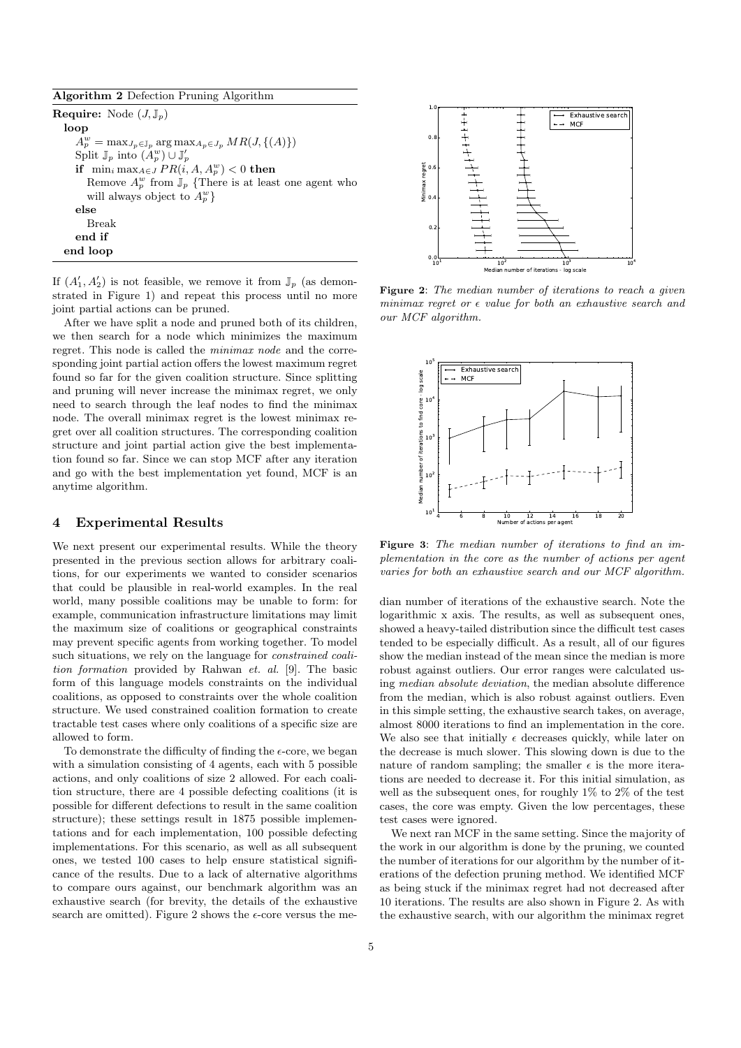**Algorithm 2** Defection Pruning Algorithm

**Require:** Node $(J, \mathbb{J}_p)$
**loop**
  $A_p^w = \max_{J_p \in \mathbb{J}_p} \arg\max_{A_p \in J_p} MR(J, \{(A)\})$
  Split $\mathbb{J}_p$ into $(A_p^w) \cup \mathbb{J}_p'$
  **if** $\min_i \max_{A \in J} PR(i, A, A_p^w) < 0$ **then**
    Remove $A_p^w$ from $\mathbb{J}_p$ {There is at least one agent who will always object to $A_p^w$}
  **else**
    Break
  **end if**
**end loop**

If $(A_1', A_2')$ is not feasible, we remove it from $\mathbb{J}_p$ (as demonstrated in Figure 1) and repeat this process until no more joint partial actions can be pruned.

After we have split a node and pruned both of its children, we then search for a node which minimizes the maximum regret. This node is called the *minimax node* and the corresponding joint partial action offers the lowest maximum regret found so far for the given coalition structure. Since splitting and pruning will never increase the minimax regret, we only need to search through the leaf nodes to find the minimax node. The overall minimax regret is the lowest minimax regret over all coalition structures. The corresponding coalition structure and joint partial action give the best implementation found so far. Since we can stop MCF after any iteration and go with the best implementation yet found, MCF is an anytime algorithm.

## 4 Experimental Results

We next present our experimental results. While the theory presented in the previous section allows for arbitrary coalitions, for our experiments we wanted to consider scenarios that could be plausible in real-world examples. In the real world, many possible coalitions may be unable to form: for example, communication infrastructure limitations may limit the maximum size of coalitions or geographical constraints may prevent specific agents from working together. To model such situations, we rely on the language for *constrained coalition formation* provided by Rahwan *et. al.* [9]. The basic form of this language models constraints on the individual coalitions, as opposed to constraints over the whole coalition structure. We used constrained coalition formation to create tractable test cases where only coalitions of a specific size are allowed to form.

To demonstrate the difficulty of finding the $\epsilon$-core, we began with a simulation consisting of 4 agents, each with 5 possible actions, and only coalitions of size 2 allowed. For each coalition structure, there are 4 possible defecting coalitions (it is possible for different defections to result in the same coalition structure); these settings result in 1875 possible implementations and for each implementation, 100 possible defecting implementations. For this scenario, as well as all subsequent ones, we tested 100 cases to help ensure statistical significance of the results. Due to a lack of alternative algorithms to compare ours against, our benchmark algorithm was an exhaustive search (for brevity, the details of the exhaustive search are omitted). Figure 2 shows the $\epsilon$-core versus the median number of iterations of the exhaustive search. Note the logarithmic x axis. The results, as well as subsequent ones, showed a heavy-tailed distribution since the difficult test cases tended to be especially difficult. As a result, all of our figures show the median instead of the mean since the median is more robust against outliers. Our error ranges were calculated using *median absolute deviation*, the median absolute difference from the median, which is also robust against outliers. Even in this simple setting, the exhaustive search takes, on average, almost 8000 iterations to find an implementation in the core. We also see that initially $\epsilon$ decreases quickly, while later on the decrease is much slower. This slowing down is due to the nature of random sampling; the smaller $\epsilon$ is the more iterations are needed to decrease it. For this initial simulation, as well as the subsequent ones, for roughly 1% to 2% of the test cases, the core was empty. Given the low percentages, these test cases were ignored.

**Figure 2**: *The median number of iterations to reach a given minimax regret or $\epsilon$ value for both an exhaustive search and our MCF algorithm.*

**Figure 3**: *The median number of iterations to find an implementation in the core as the number of actions per agent varies for both an exhaustive search and our MCF algorithm.*

We next ran MCF in the same setting. Since the majority of the work in our algorithm is done by the pruning, we counted the number of iterations for our algorithm by the number of iterations of the defection pruning method. We identified MCF as being stuck if the minimax regret had not decreased after 10 iterations. The results are also shown in Figure 2. As with the exhaustive search, with our algorithm the minimax regret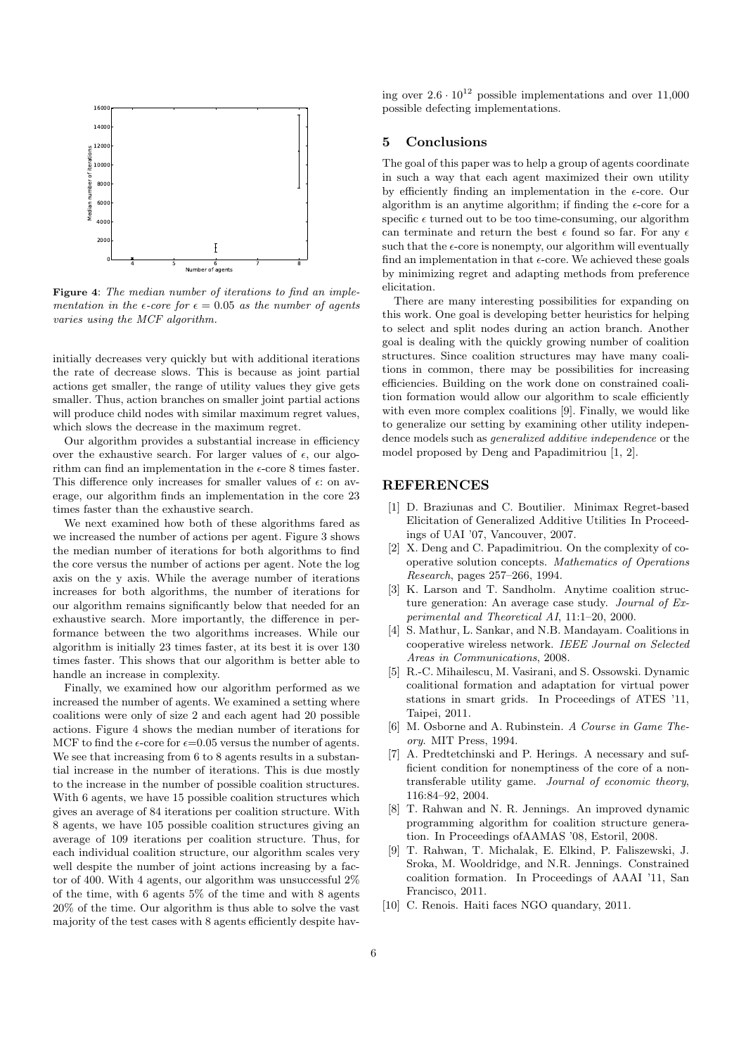16000
14000
12000
10000
8000
6000
4000
2000
0
Median number of iterations
4
5
6
7
8
Number of agents

**Figure 4**: *The median number of iterations to find an implementation in the $\epsilon$-core for $\epsilon = 0.05$ as the number of agents varies using the MCF algorithm.*

initially decreases very quickly but with additional iterations the rate of decrease slows. This is because as joint partial actions get smaller, the range of utility values they give gets smaller. Thus, action branches on smaller joint partial actions will produce child nodes with similar maximum regret values, which slows the decrease in the maximum regret.

Our algorithm provides a substantial increase in efficiency over the exhaustive search. For larger values of $\epsilon$, our algorithm can find an implementation in the $\epsilon$-core 8 times faster. This difference only increases for smaller values of $\epsilon$: on average, our algorithm finds an implementation in the core 23 times faster than the exhaustive search.

We next examined how both of these algorithms fared as we increased the number of actions per agent. Figure 3 shows the median number of iterations for both algorithms to find the core versus the number of actions per agent. Note the log axis on the y axis. While the average number of iterations increases for both algorithms, the number of iterations for our algorithm remains significantly below that needed for an exhaustive search. More importantly, the difference in performance between the two algorithms increases. While our algorithm is initially 23 times faster, at its best it is over 130 times faster. This shows that our algorithm is better able to handle an increase in complexity.

Finally, we examined how our algorithm performed as we increased the number of agents. We examined a setting where coalitions were only of size 2 and each agent had 20 possible actions. Figure 4 shows the median number of iterations for MCF to find the $\epsilon$-core for $\epsilon$=0.05 versus the number of agents. We see that increasing from 6 to 8 agents results in a substantial increase in the number of iterations. This is due mostly to the increase in the number of possible coalition structures. With 6 agents, we have 15 possible coalition structures which gives an average of 84 iterations per coalition structure. With 8 agents, we have 105 possible coalition structures giving an average of 109 iterations per coalition structure. Thus, for each individual coalition structure, our algorithm scales very well despite the number of joint actions increasing by a factor of 400. With 4 agents, our algorithm was unsuccessful 2% of the time, with 6 agents 5% of the time and with 8 agents 20% of the time. Our algorithm is thus able to solve the vast majority of the test cases with 8 agents efficiently despite having over $2.6 \cdot 10^{12}$ possible implementations and over 11,000 possible defecting implementations.

## 5 Conclusions

The goal of this paper was to help a group of agents coordinate in such a way that each agent maximized their own utility by efficiently finding an implementation in the $\epsilon$-core. Our algorithm is an anytime algorithm; if finding the $\epsilon$-core for a specific $\epsilon$ turned out to be too time-consuming, our algorithm can terminate and return the best $\epsilon$ found so far. For any $\epsilon$ such that the $\epsilon$-core is nonempty, our algorithm will eventually find an implementation in that $\epsilon$-core. We achieved these goals by minimizing regret and adapting methods from preference elicitation.

There are many interesting possibilities for expanding on this work. One goal is developing better heuristics for helping to select and split nodes during an action branch. Another goal is dealing with the quickly growing number of coalition structures. Since coalition structures may have many coalitions in common, there may be possibilities for increasing efficiencies. Building on the work done on constrained coalition formation would allow our algorithm to scale efficiently with even more complex coalitions [9]. Finally, we would like to generalize our setting by examining other utility independence models such as *generalized additive independence* or the model proposed by Deng and Papadimitriou [1, 2].

## REFERENCES

[1] D. Braziunas and C. Boutilier. Minimax Regret-based Elicitation of Generalized Additive Utilities In Proceedings of UAI '07, Vancouver, 2007.

[2] X. Deng and C. Papadimitriou. On the complexity of cooperative solution concepts. *Mathematics of Operations Research*, pages 257–266, 1994.

[3] K. Larson and T. Sandholm. Anytime coalition structure generation: An average case study. *Journal of Experimental and Theoretical AI*, 11:1–20, 2000.

[4] S. Mathur, L. Sankar, and N.B. Mandayam. Coalitions in cooperative wireless network. *IEEE Journal on Selected Areas in Communications*, 2008.

[5] R.-C. Mihailescu, M. Vasirani, and S. Ossowski. Dynamic coalitional formation and adaptation for virtual power stations in smart grids. In Proceedings of ATES '11, Taipei, 2011.

[6] M. Osborne and A. Rubinstein. *A Course in Game Theory*. MIT Press, 1994.

[7] A. Predtetchinski and P. Herings. A necessary and sufficient condition for nonemptiness of the core of a nontransferable utility game. *Journal of economic theory*, 116:84–92, 2004.

[8] T. Rahwan and N. R. Jennings. An improved dynamic programming algorithm for coalition structure generation. In Proceedings ofAAMAS '08, Estoril, 2008.

[9] T. Rahwan, T. Michalak, E. Elkind, P. Faliszewski, J. Sroka, M. Wooldridge, and N.R. Jennings. Constrained coalition formation. In Proceedings of AAAI '11, San Francisco, 2011.

[10] C. Renois. Haiti faces NGO quandary, 2011.